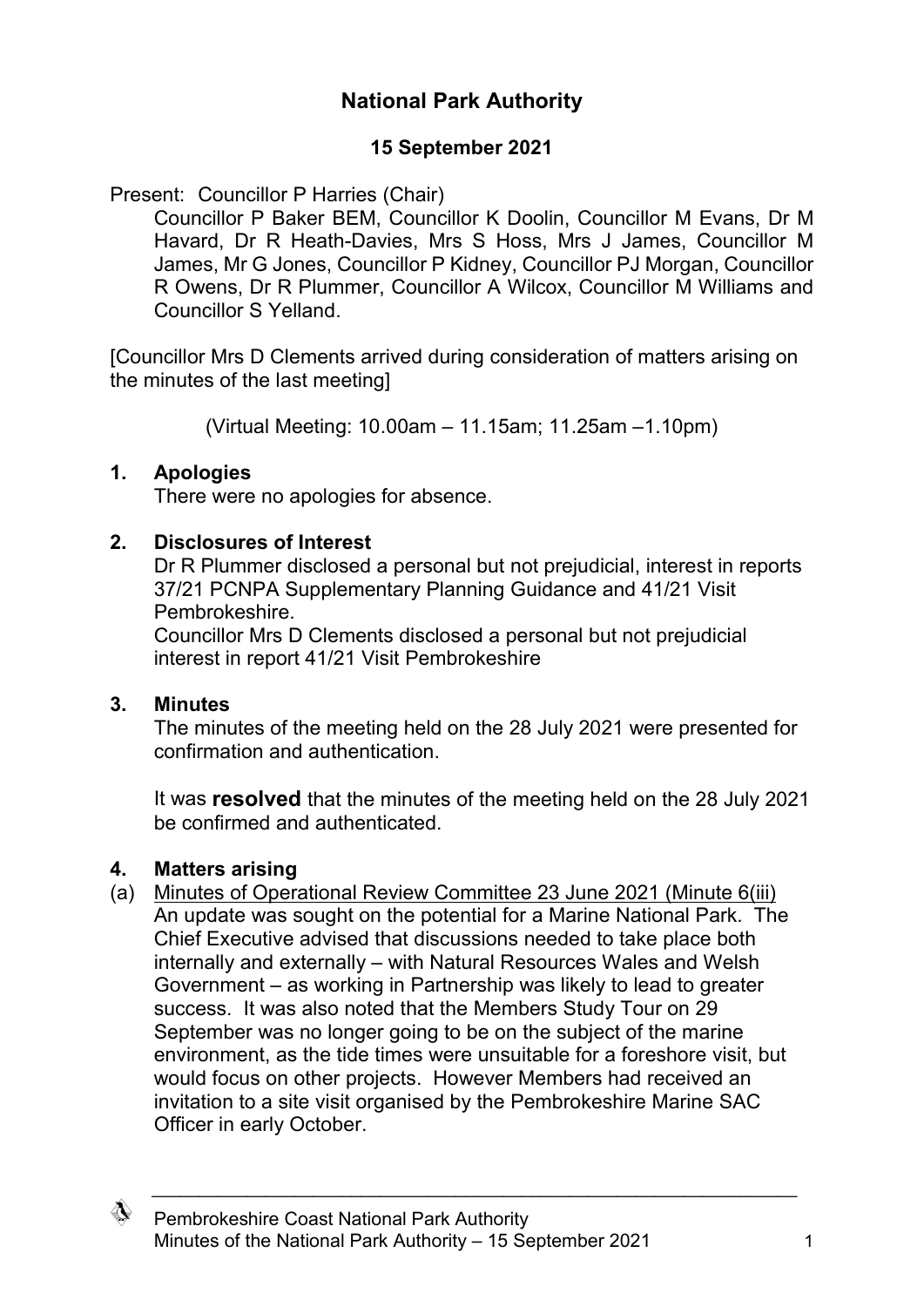# National Park Authority

## 15 September 2021

Present: Councillor P Harries (Chair)

Councillor P Baker BEM, Councillor K Doolin, Councillor M Evans, Dr M Havard, Dr R Heath-Davies, Mrs S Hoss, Mrs J James, Councillor M James, Mr G Jones, Councillor P Kidney, Councillor PJ Morgan, Councillor R Owens, Dr R Plummer, Councillor A Wilcox, Councillor M Williams and Councillor S Yelland.

[Councillor Mrs D Clements arrived during consideration of matters arising on the minutes of the last meeting]

(Virtual Meeting: 10.00am – 11.15am; 11.25am –1.10pm)

### 1. Apologies

There were no apologies for absence.

### 2. Disclosures of Interest

Dr R Plummer disclosed a personal but not prejudicial, interest in reports 37/21 PCNPA Supplementary Planning Guidance and 41/21 Visit Pembrokeshire.

Councillor Mrs D Clements disclosed a personal but not prejudicial interest in report 41/21 Visit Pembrokeshire

### 3. Minutes

The minutes of the meeting held on the 28 July 2021 were presented for confirmation and authentication.

It was **resolved** that the minutes of the meeting held on the 28 July 2021 be confirmed and authenticated.

### 4. Matters arising

(a) Minutes of Operational Review Committee 23 June 2021 (Minute 6(iii)

An update was sought on the potential for a Marine National Park. The Chief Executive advised that discussions needed to take place both internally and externally – with Natural Resources Wales and Welsh Government – as working in Partnership was likely to lead to greater success. It was also noted that the Members Study Tour on 29 September was no longer going to be on the subject of the marine environment, as the tide times were unsuitable for a foreshore visit, but would focus on other projects. However Members had received an invitation to a site visit organised by the Pembrokeshire Marine SAC Officer in early October.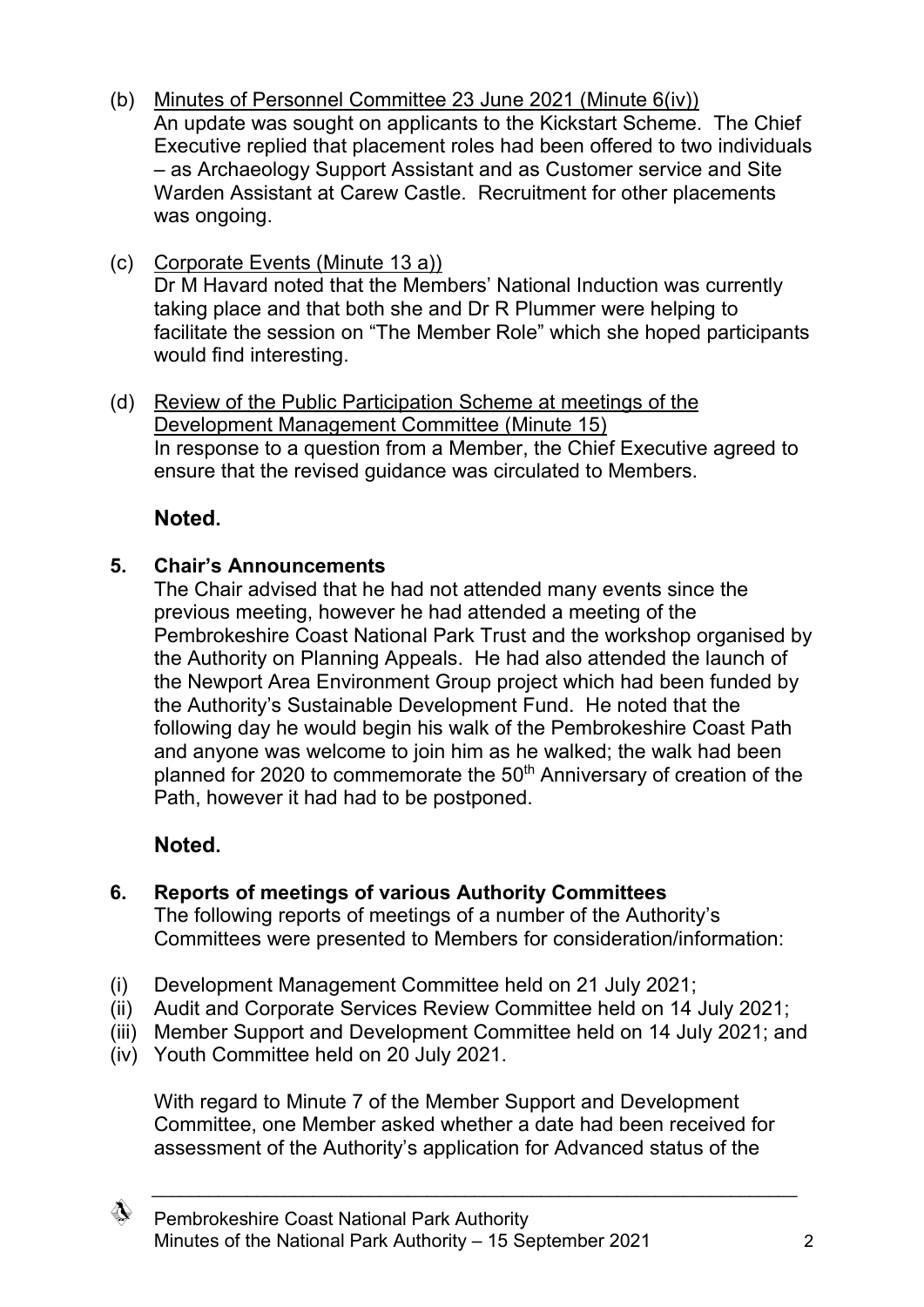(b) Minutes of Personnel Committee 23 June 2021 (Minute 6(iv))
An update was sought on applicants to the Kickstart Scheme. The Chief Executive replied that placement roles had been offered to two individuals – as Archaeology Support Assistant and as Customer service and Site Warden Assistant at Carew Castle. Recruitment for other placements was ongoing.

(c) Corporate Events (Minute 13 a))
Dr M Havard noted that the Members' National Induction was currently taking place and that both she and Dr R Plummer were helping to facilitate the session on "The Member Role" which she hoped participants would find interesting.

(d) Review of the Public Participation Scheme at meetings of the Development Management Committee (Minute 15)
In response to a question from a Member, the Chief Executive agreed to ensure that the revised guidance was circulated to Members.

**Noted.**

## 5. Chair's Announcements

The Chair advised that he had not attended many events since the previous meeting, however he had attended a meeting of the Pembrokeshire Coast National Park Trust and the workshop organised by the Authority on Planning Appeals. He had also attended the launch of the Newport Area Environment Group project which had been funded by the Authority's Sustainable Development Fund. He noted that the following day he would begin his walk of the Pembrokeshire Coast Path and anyone was welcome to join him as he walked; the walk had been planned for 2020 to commemorate the 50th Anniversary of creation of the Path, however it had had to be postponed.

**Noted.**

## 6. Reports of meetings of various Authority Committees

The following reports of meetings of a number of the Authority's Committees were presented to Members for consideration/information:

(i) Development Management Committee held on 21 July 2021;
(ii) Audit and Corporate Services Review Committee held on 14 July 2021;
(iii) Member Support and Development Committee held on 14 July 2021; and
(iv) Youth Committee held on 20 July 2021.

With regard to Minute 7 of the Member Support and Development Committee, one Member asked whether a date had been received for assessment of the Authority's application for Advanced status of the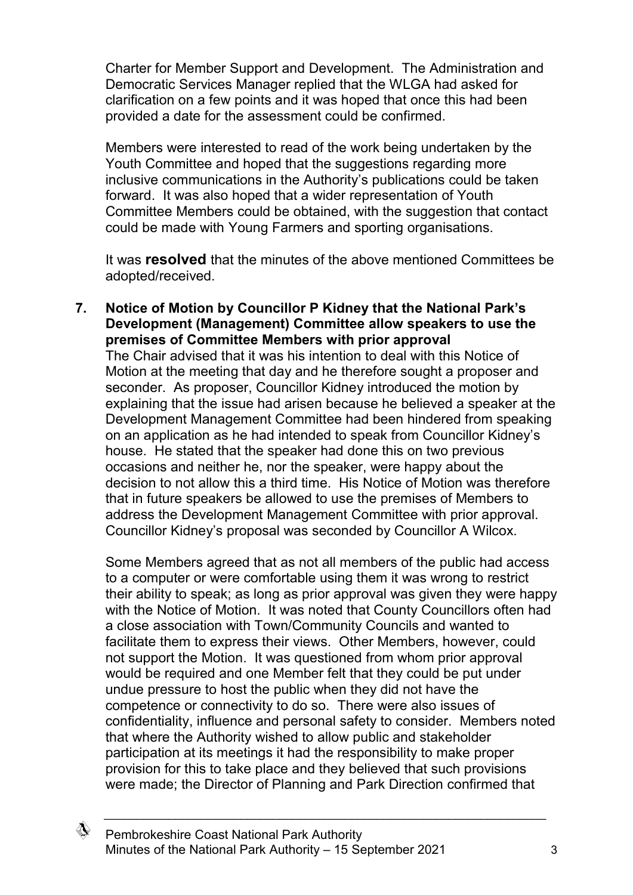Charter for Member Support and Development. The Administration and Democratic Services Manager replied that the WLGA had asked for clarification on a few points and it was hoped that once this had been provided a date for the assessment could be confirmed.

Members were interested to read of the work being undertaken by the Youth Committee and hoped that the suggestions regarding more inclusive communications in the Authority's publications could be taken forward. It was also hoped that a wider representation of Youth Committee Members could be obtained, with the suggestion that contact could be made with Young Farmers and sporting organisations.

It was **resolved** that the minutes of the above mentioned Committees be adopted/received.

**7. Notice of Motion by Councillor P Kidney that the National Park's Development (Management) Committee allow speakers to use the premises of Committee Members with prior approval**

The Chair advised that it was his intention to deal with this Notice of Motion at the meeting that day and he therefore sought a proposer and seconder. As proposer, Councillor Kidney introduced the motion by explaining that the issue had arisen because he believed a speaker at the Development Management Committee had been hindered from speaking on an application as he had intended to speak from Councillor Kidney's house. He stated that the speaker had done this on two previous occasions and neither he, nor the speaker, were happy about the decision to not allow this a third time. His Notice of Motion was therefore that in future speakers be allowed to use the premises of Members to address the Development Management Committee with prior approval. Councillor Kidney's proposal was seconded by Councillor A Wilcox.

Some Members agreed that as not all members of the public had access to a computer or were comfortable using them it was wrong to restrict their ability to speak; as long as prior approval was given they were happy with the Notice of Motion. It was noted that County Councillors often had a close association with Town/Community Councils and wanted to facilitate them to express their views. Other Members, however, could not support the Motion. It was questioned from whom prior approval would be required and one Member felt that they could be put under undue pressure to host the public when they did not have the competence or connectivity to do so. There were also issues of confidentiality, influence and personal safety to consider. Members noted that where the Authority wished to allow public and stakeholder participation at its meetings it had the responsibility to make proper provision for this to take place and they believed that such provisions were made; the Director of Planning and Park Direction confirmed that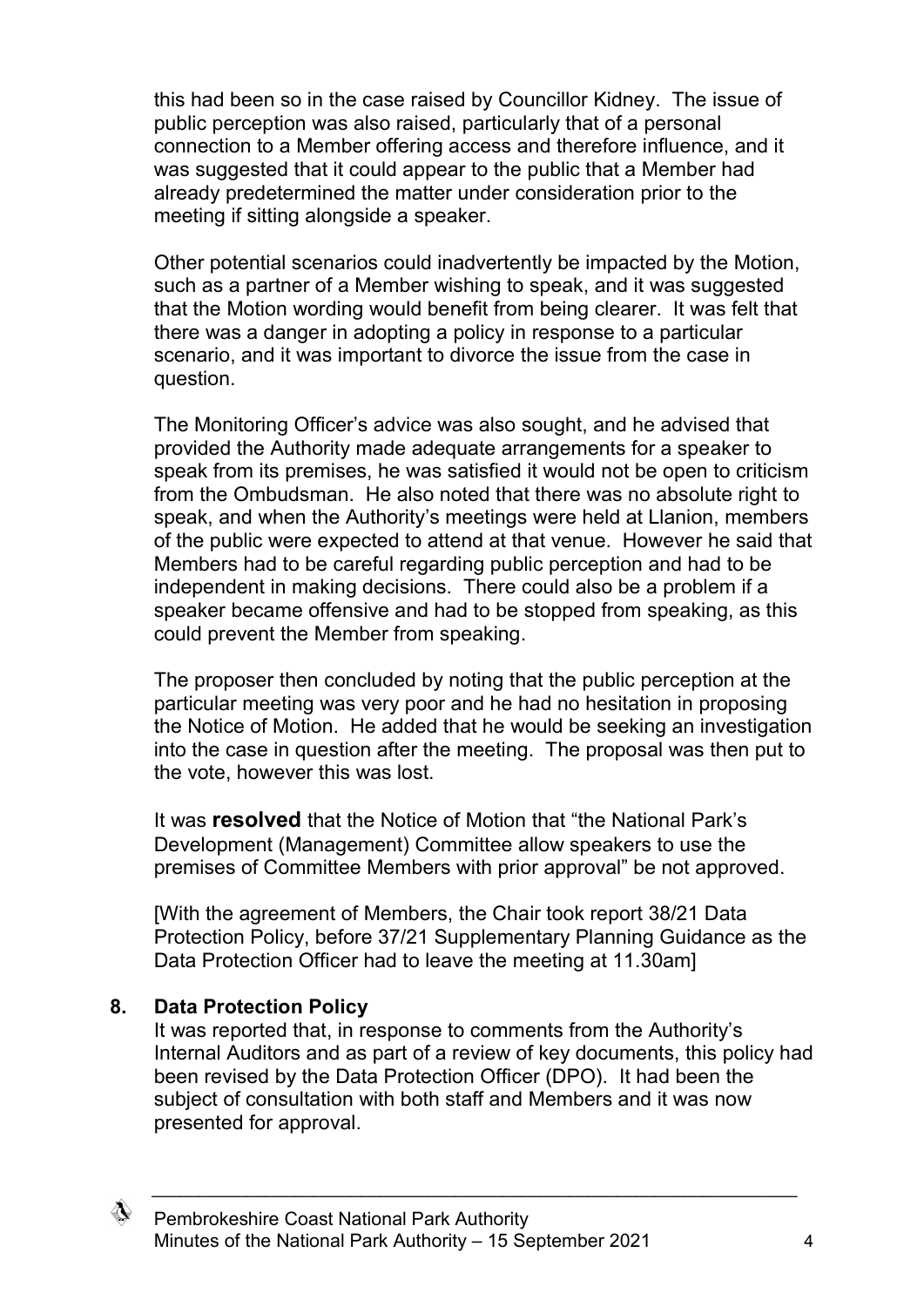this had been so in the case raised by Councillor Kidney. The issue of public perception was also raised, particularly that of a personal connection to a Member offering access and therefore influence, and it was suggested that it could appear to the public that a Member had already predetermined the matter under consideration prior to the meeting if sitting alongside a speaker.

Other potential scenarios could inadvertently be impacted by the Motion, such as a partner of a Member wishing to speak, and it was suggested that the Motion wording would benefit from being clearer. It was felt that there was a danger in adopting a policy in response to a particular scenario, and it was important to divorce the issue from the case in question.

The Monitoring Officer's advice was also sought, and he advised that provided the Authority made adequate arrangements for a speaker to speak from its premises, he was satisfied it would not be open to criticism from the Ombudsman. He also noted that there was no absolute right to speak, and when the Authority's meetings were held at Llanion, members of the public were expected to attend at that venue. However he said that Members had to be careful regarding public perception and had to be independent in making decisions. There could also be a problem if a speaker became offensive and had to be stopped from speaking, as this could prevent the Member from speaking.

The proposer then concluded by noting that the public perception at the particular meeting was very poor and he had no hesitation in proposing the Notice of Motion. He added that he would be seeking an investigation into the case in question after the meeting. The proposal was then put to the vote, however this was lost.

It was **resolved** that the Notice of Motion that "the National Park's Development (Management) Committee allow speakers to use the premises of Committee Members with prior approval" be not approved.

[With the agreement of Members, the Chair took report 38/21 Data Protection Policy, before 37/21 Supplementary Planning Guidance as the Data Protection Officer had to leave the meeting at 11.30am]

## 8. Data Protection Policy

It was reported that, in response to comments from the Authority's Internal Auditors and as part of a review of key documents, this policy had been revised by the Data Protection Officer (DPO). It had been the subject of consultation with both staff and Members and it was now presented for approval.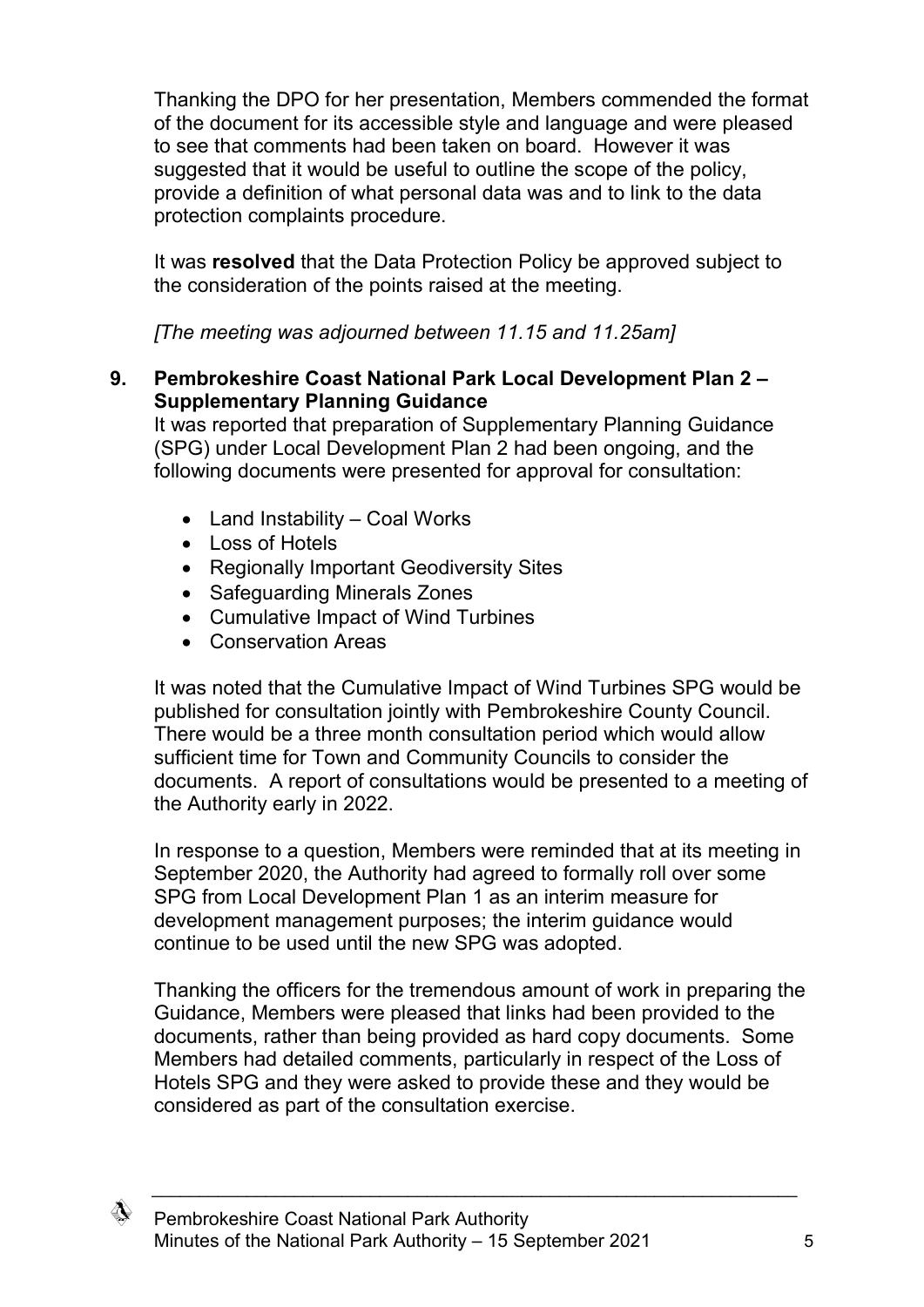Thanking the DPO for her presentation, Members commended the format of the document for its accessible style and language and were pleased to see that comments had been taken on board. However it was suggested that it would be useful to outline the scope of the policy, provide a definition of what personal data was and to link to the data protection complaints procedure.

It was **resolved** that the Data Protection Policy be approved subject to the consideration of the points raised at the meeting.

*[The meeting was adjourned between 11.15 and 11.25am]*

**9. Pembrokeshire Coast National Park Local Development Plan 2 – Supplementary Planning Guidance**

It was reported that preparation of Supplementary Planning Guidance (SPG) under Local Development Plan 2 had been ongoing, and the following documents were presented for approval for consultation:

- Land Instability – Coal Works
- Loss of Hotels
- Regionally Important Geodiversity Sites
- Safeguarding Minerals Zones
- Cumulative Impact of Wind Turbines
- Conservation Areas

It was noted that the Cumulative Impact of Wind Turbines SPG would be published for consultation jointly with Pembrokeshire County Council. There would be a three month consultation period which would allow sufficient time for Town and Community Councils to consider the documents. A report of consultations would be presented to a meeting of the Authority early in 2022.

In response to a question, Members were reminded that at its meeting in September 2020, the Authority had agreed to formally roll over some SPG from Local Development Plan 1 as an interim measure for development management purposes; the interim guidance would continue to be used until the new SPG was adopted.

Thanking the officers for the tremendous amount of work in preparing the Guidance, Members were pleased that links had been provided to the documents, rather than being provided as hard copy documents. Some Members had detailed comments, particularly in respect of the Loss of Hotels SPG and they were asked to provide these and they would be considered as part of the consultation exercise.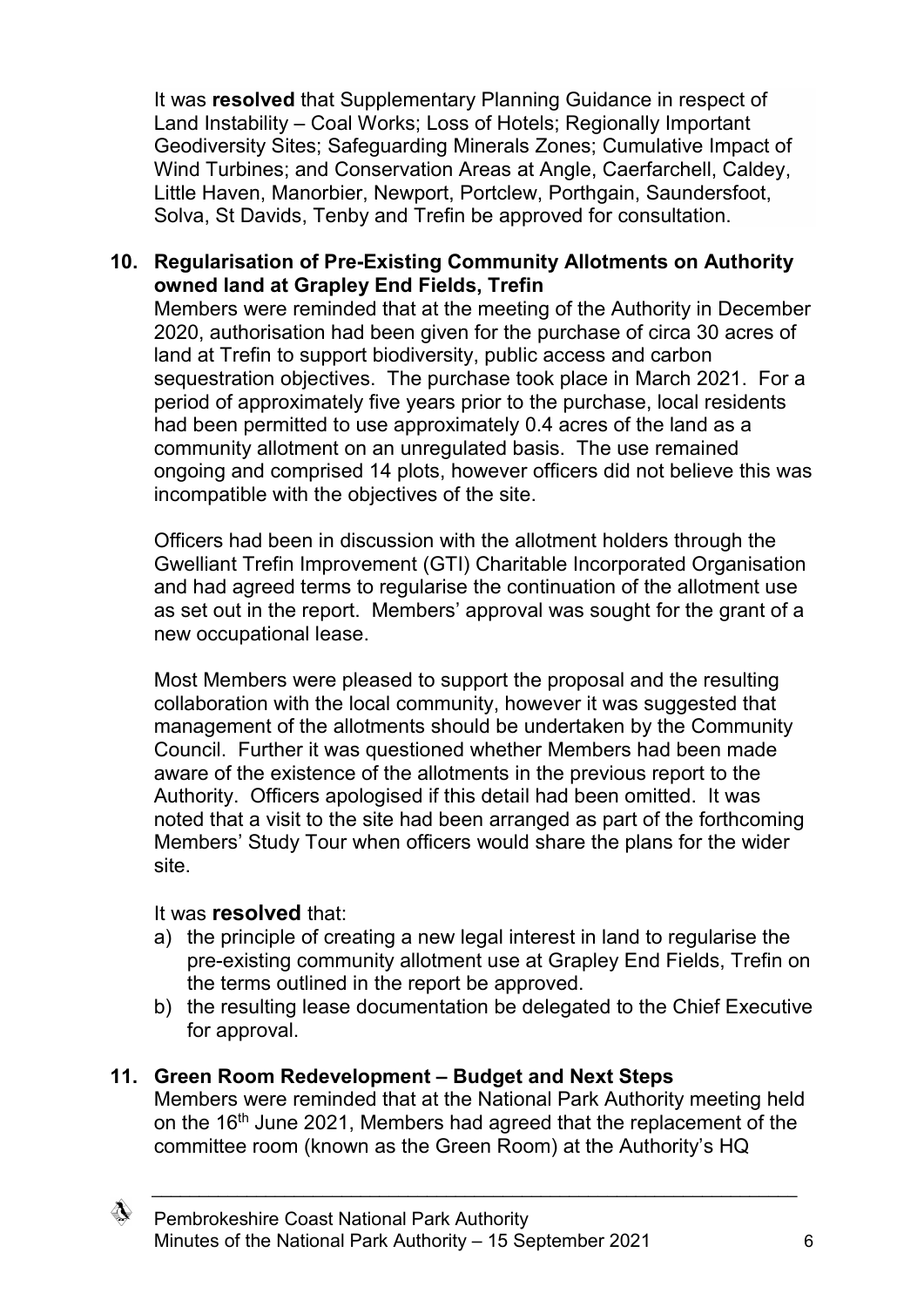It was **resolved** that Supplementary Planning Guidance in respect of Land Instability – Coal Works; Loss of Hotels; Regionally Important Geodiversity Sites; Safeguarding Minerals Zones; Cumulative Impact of Wind Turbines; and Conservation Areas at Angle, Caerfarchell, Caldey, Little Haven, Manorbier, Newport, Portclew, Porthgain, Saundersfoot, Solva, St Davids, Tenby and Trefin be approved for consultation.

**10. Regularisation of Pre-Existing Community Allotments on Authority owned land at Grapley End Fields, Trefin**

Members were reminded that at the meeting of the Authority in December 2020, authorisation had been given for the purchase of circa 30 acres of land at Trefin to support biodiversity, public access and carbon sequestration objectives. The purchase took place in March 2021. For a period of approximately five years prior to the purchase, local residents had been permitted to use approximately 0.4 acres of the land as a community allotment on an unregulated basis. The use remained ongoing and comprised 14 plots, however officers did not believe this was incompatible with the objectives of the site.

Officers had been in discussion with the allotment holders through the Gwelliant Trefin Improvement (GTI) Charitable Incorporated Organisation and had agreed terms to regularise the continuation of the allotment use as set out in the report. Members' approval was sought for the grant of a new occupational lease.

Most Members were pleased to support the proposal and the resulting collaboration with the local community, however it was suggested that management of the allotments should be undertaken by the Community Council. Further it was questioned whether Members had been made aware of the existence of the allotments in the previous report to the Authority. Officers apologised if this detail had been omitted. It was noted that a visit to the site had been arranged as part of the forthcoming Members' Study Tour when officers would share the plans for the wider site.

It was **resolved** that:

a) the principle of creating a new legal interest in land to regularise the pre-existing community allotment use at Grapley End Fields, Trefin on the terms outlined in the report be approved.
b) the resulting lease documentation be delegated to the Chief Executive for approval.

**11. Green Room Redevelopment – Budget and Next Steps**

Members were reminded that at the National Park Authority meeting held on the 16th June 2021, Members had agreed that the replacement of the committee room (known as the Green Room) at the Authority's HQ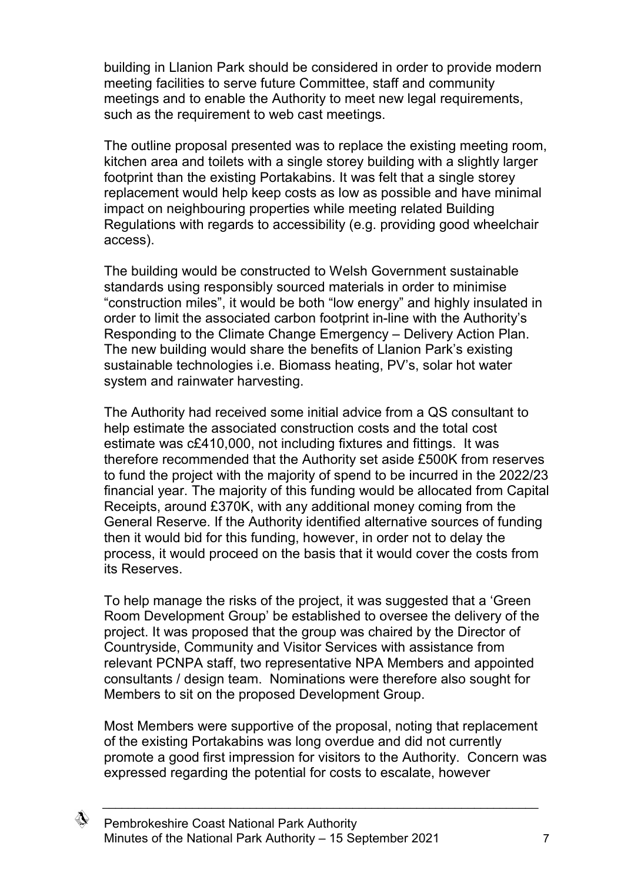building in Llanion Park should be considered in order to provide modern meeting facilities to serve future Committee, staff and community meetings and to enable the Authority to meet new legal requirements, such as the requirement to web cast meetings.

The outline proposal presented was to replace the existing meeting room, kitchen area and toilets with a single storey building with a slightly larger footprint than the existing Portakabins. It was felt that a single storey replacement would help keep costs as low as possible and have minimal impact on neighbouring properties while meeting related Building Regulations with regards to accessibility (e.g. providing good wheelchair access).

The building would be constructed to Welsh Government sustainable standards using responsibly sourced materials in order to minimise "construction miles", it would be both "low energy" and highly insulated in order to limit the associated carbon footprint in-line with the Authority's Responding to the Climate Change Emergency – Delivery Action Plan. The new building would share the benefits of Llanion Park's existing sustainable technologies i.e. Biomass heating, PV's, solar hot water system and rainwater harvesting.

The Authority had received some initial advice from a QS consultant to help estimate the associated construction costs and the total cost estimate was c£410,000, not including fixtures and fittings. It was therefore recommended that the Authority set aside £500K from reserves to fund the project with the majority of spend to be incurred in the 2022/23 financial year. The majority of this funding would be allocated from Capital Receipts, around £370K, with any additional money coming from the General Reserve. If the Authority identified alternative sources of funding then it would bid for this funding, however, in order not to delay the process, it would proceed on the basis that it would cover the costs from its Reserves.

To help manage the risks of the project, it was suggested that a 'Green Room Development Group' be established to oversee the delivery of the project. It was proposed that the group was chaired by the Director of Countryside, Community and Visitor Services with assistance from relevant PCNPA staff, two representative NPA Members and appointed consultants / design team. Nominations were therefore also sought for Members to sit on the proposed Development Group.

Most Members were supportive of the proposal, noting that replacement of the existing Portakabins was long overdue and did not currently promote a good first impression for visitors to the Authority. Concern was expressed regarding the potential for costs to escalate, however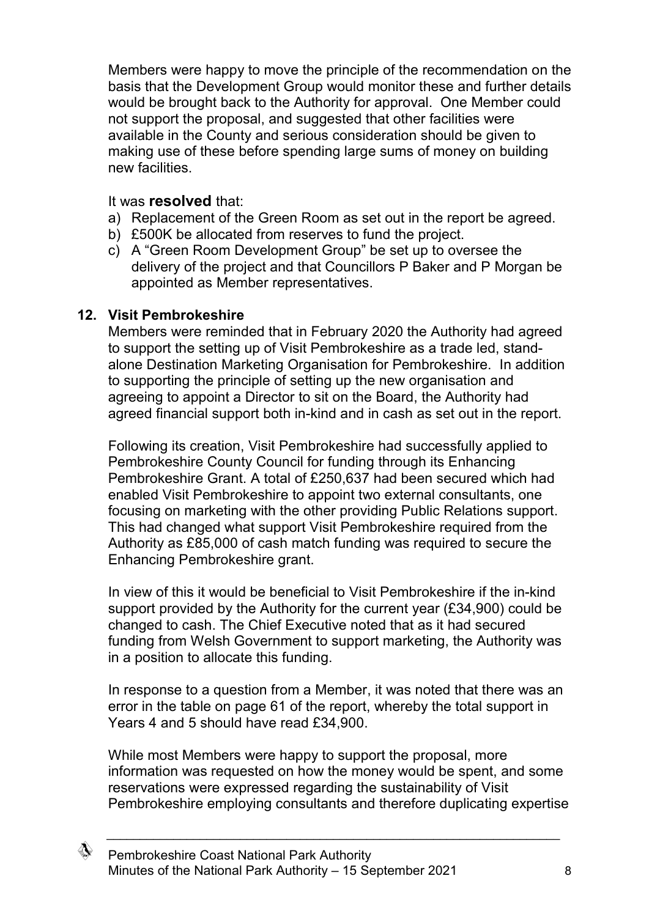Members were happy to move the principle of the recommendation on the basis that the Development Group would monitor these and further details would be brought back to the Authority for approval. One Member could not support the proposal, and suggested that other facilities were available in the County and serious consideration should be given to making use of these before spending large sums of money on building new facilities.

It was **resolved** that:

a) Replacement of the Green Room as set out in the report be agreed.
b) £500K be allocated from reserves to fund the project.
c) A "Green Room Development Group" be set up to oversee the delivery of the project and that Councillors P Baker and P Morgan be appointed as Member representatives.

## 12. Visit Pembrokeshire

Members were reminded that in February 2020 the Authority had agreed to support the setting up of Visit Pembrokeshire as a trade led, stand-alone Destination Marketing Organisation for Pembrokeshire. In addition to supporting the principle of setting up the new organisation and agreeing to appoint a Director to sit on the Board, the Authority had agreed financial support both in-kind and in cash as set out in the report.

Following its creation, Visit Pembrokeshire had successfully applied to Pembrokeshire County Council for funding through its Enhancing Pembrokeshire Grant. A total of £250,637 had been secured which had enabled Visit Pembrokeshire to appoint two external consultants, one focusing on marketing with the other providing Public Relations support. This had changed what support Visit Pembrokeshire required from the Authority as £85,000 of cash match funding was required to secure the Enhancing Pembrokeshire grant.

In view of this it would be beneficial to Visit Pembrokeshire if the in-kind support provided by the Authority for the current year (£34,900) could be changed to cash. The Chief Executive noted that as it had secured funding from Welsh Government to support marketing, the Authority was in a position to allocate this funding.

In response to a question from a Member, it was noted that there was an error in the table on page 61 of the report, whereby the total support in Years 4 and 5 should have read £34,900.

While most Members were happy to support the proposal, more information was requested on how the money would be spent, and some reservations were expressed regarding the sustainability of Visit Pembrokeshire employing consultants and therefore duplicating expertise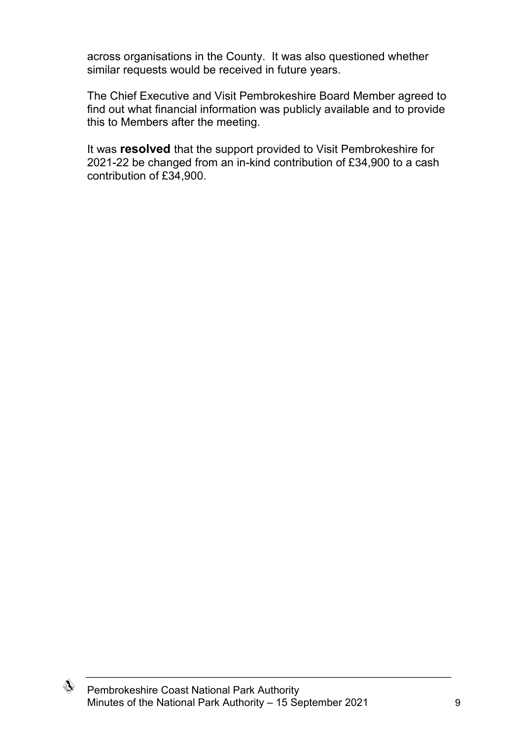across organisations in the County. It was also questioned whether similar requests would be received in future years.

The Chief Executive and Visit Pembrokeshire Board Member agreed to find out what financial information was publicly available and to provide this to Members after the meeting.

It was **resolved** that the support provided to Visit Pembrokeshire for 2021-22 be changed from an in-kind contribution of £34,900 to a cash contribution of £34,900.